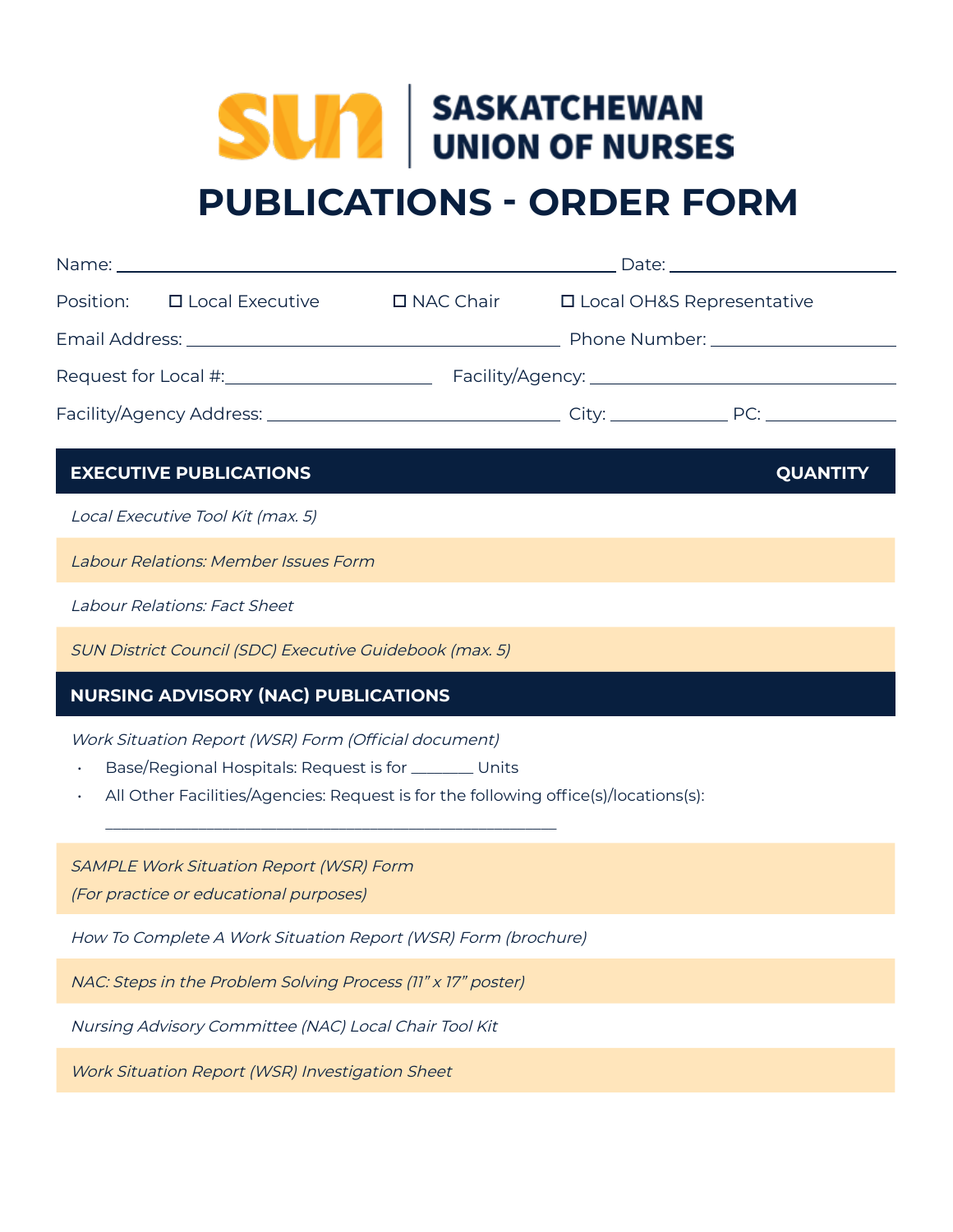**SASKATCHEWAN UNION OF NURSES**

# PUBLICATIONS - ORDER FORM

Name: ______________________________ Date: ______________

Position: ☐ Local Executive ☐ NAC Chair ☐ Local OH&S Representative

Email Address: ______________________________ Phone Number: ______________

Request for Local #: ______________ Facility/Agency: ______________________

Facility/Agency Address: ______________________ City: __________ PC: __________

| EXECUTIVE PUBLICATIONS | QUANTITY |
|---|---|
| *Local Executive Tool Kit (max. 5)* | |
| *Labour Relations: Member Issues Form* | |
| *Labour Relations: Fact Sheet* | |
| *SUN District Council (SDC) Executive Guidebook (max. 5)* | |
| **NURSING ADVISORY (NAC) PUBLICATIONS** | |
| *Work Situation Report (WSR) Form (Official document)*<br>• Base/Regional Hospitals: Request is for _______ Units<br>• All Other Facilities/Agencies: Request is for the following office(s)/locations(s): ________________________________ | |
| *SAMPLE Work Situation Report (WSR) Form (For practice or educational purposes)* | |
| *How To Complete A Work Situation Report (WSR) Form (brochure)* | |
| *NAC: Steps in the Problem Solving Process (11" x 17" poster)* | |
| *Nursing Advisory Committee (NAC) Local Chair Tool Kit* | |
| *Work Situation Report (WSR) Investigation Sheet* | |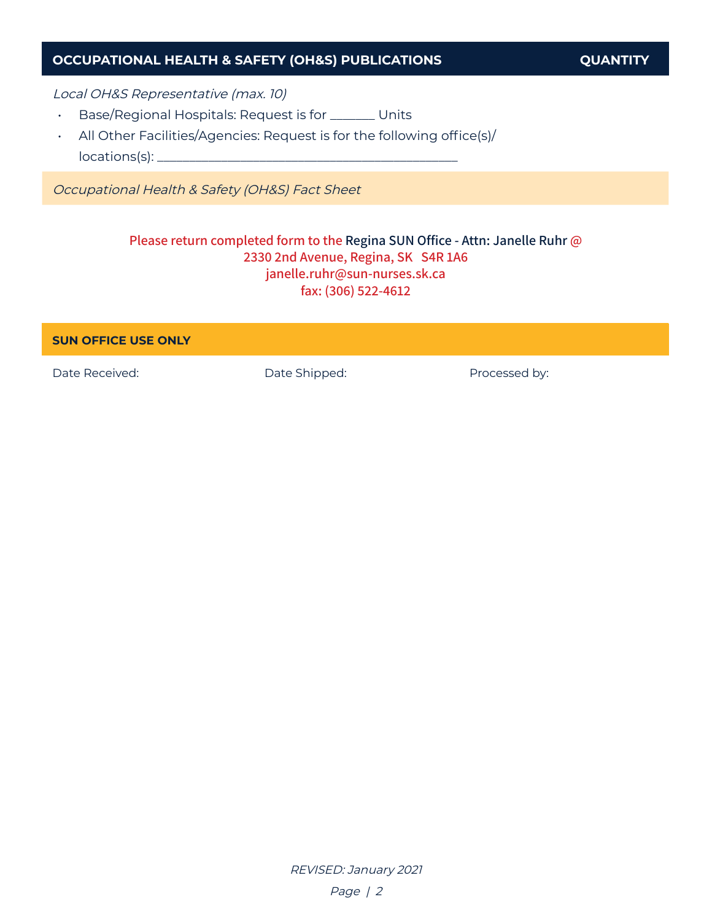| OCCUPATIONAL HEALTH & SAFETY (OH&S) PUBLICATIONS | QUANTITY |
| --- | --- |
| *Local OH&S Representative (max. 10)*<br>• Base/Regional Hospitals: Request is for _______ Units<br>• All Other Facilities/Agencies: Request is for the following office(s)/ locations(s): _____________________________________________ | |
| *Occupational Health & Safety (OH&S) Fact Sheet* | |

Please return completed form to the Regina SUN Office - Attn: Janelle Ruhr @
2330 2nd Avenue, Regina, SK S4R 1A6
janelle.ruhr@sun-nurses.sk.ca
fax: (306) 522-4612

| SUN OFFICE USE ONLY | | |
| --- | --- | --- |
| Date Received: | Date Shipped: | Processed by: |

*REVISED: January 2021*